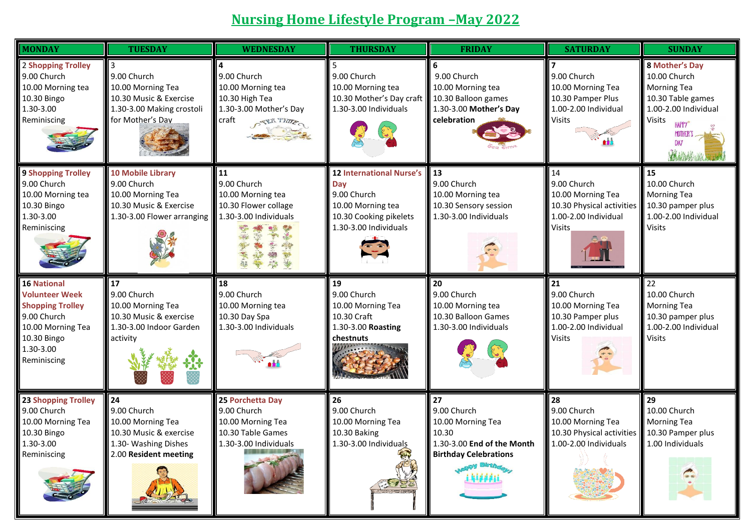# Nursing Home Lifestyle Program –May 2022

| MONDAY | TUESDAY | WEDNESDAY | THURSDAY | FRIDAY | SATURDAY | SUNDAY |
|---|---|---|---|---|---|---|
| 2 **Shopping Trolley**<br>9.00 Church<br>10.00 Morning tea<br>10.30 Bingo<br>1.30-3.00<br>Reminiscing | 3<br>9.00 Church<br>10.00 Morning Tea<br>10.30 Music & Exercise<br>1.30-3.00 Making crostoli for Mother's Day | **4**<br>9.00 Church<br>10.00 Morning tea<br>10.30 High Tea<br>1.30-3.00 Mother's Day craft | 5<br>9.00 Church<br>10.00 Morning tea<br>10.30 Mother's Day craft<br>1.30-3.00 Individuals | **6**<br>9.00 Church<br>10.00 Morning tea<br>10.30 Balloon games<br>1.30-3.00 **Mother's Day celebration** | **7**<br>9.00 Church<br>10.00 Morning Tea<br>10.30 Pamper Plus<br>1.00-2.00 Individual Visits | **8 Mother's Day**<br>10.00 Church<br>Morning Tea<br>10.30 Table games<br>1.00-2.00 Individual Visits |
| **9 Shopping Trolley**<br>9.00 Church<br>10.00 Morning tea<br>10.30 Bingo<br>1.30-3.00<br>Reminiscing | **10 Mobile Library**<br>9.00 Church<br>10.00 Morning Tea<br>10.30 Music & Exercise<br>1.30-3.00 Flower arranging | **11**<br>9.00 Church<br>10.00 Morning tea<br>10.30 Flower collage<br>1.30-3.00 Individuals | **12 International Nurse's Day**<br>9.00 Church<br>10.00 Morning tea<br>10.30 Cooking pikelets<br>1.30-3.00 Individuals | **13**<br>9.00 Church<br>10.00 Morning tea<br>10.30 Sensory session<br>1.30-3.00 Individuals | 14<br>9.00 Church<br>10.00 Morning Tea<br>10.30 Physical activities<br>1.00-2.00 Individual Visits | **15**<br>10.00 Church<br>Morning Tea<br>10.30 pamper plus<br>1.00-2.00 Individual Visits |
| **16 National Volunteer Week**<br>**Shopping Trolley**<br>9.00 Church<br>10.00 Morning Tea<br>10.30 Bingo<br>1.30-3.00<br>Reminiscing | **17**<br>9.00 Church<br>10.00 Morning Tea<br>10.30 Music & exercise<br>1.30-3.00 Indoor Garden activity | **18**<br>9.00 Church<br>10.00 Morning tea<br>10.30 Day Spa<br>1.30-3.00 Individuals | **19**<br>9.00 Church<br>10.00 Morning Tea<br>10.30 Craft<br>1.30-3.00 **Roasting chestnuts** | **20**<br>9.00 Church<br>10.00 Morning tea<br>10.30 Balloon Games<br>1.30-3.00 Individuals | **21**<br>9.00 Church<br>10.00 Morning Tea<br>10.30 Pamper plus<br>1.00-2.00 Individual Visits | 22<br>10.00 Church<br>Morning Tea<br>10.30 pamper plus<br>1.00-2.00 Individual Visits |
| **23 Shopping Trolley**<br>9.00 Church<br>10.00 Morning Tea<br>10.30 Bingo<br>1.30-3.00<br>Reminiscing | **24**<br>9.00 Church<br>10.00 Morning Tea<br>10.30 Music & exercise<br>1.30- Washing Dishes<br>2.00 **Resident meeting** | **25 Porchetta Day**<br>9.00 Church<br>10.00 Morning Tea<br>10.30 Table Games<br>1.30-3.00 Individuals | **26**<br>9.00 Church<br>10.00 Morning Tea<br>10.30 Baking<br>1.30-3.00 Individuals | **27**<br>9.00 Church<br>10.00 Morning Tea<br>10.30<br>1.30-3.00 **End of the Month Birthday Celebrations** | **28**<br>9.00 Church<br>10.00 Morning Tea<br>10.30 Physical activities<br>1.00-2.00 Individuals | **29**<br>10.00 Church<br>Morning Tea<br>10.30 Pamper plus<br>1.00 Individuals |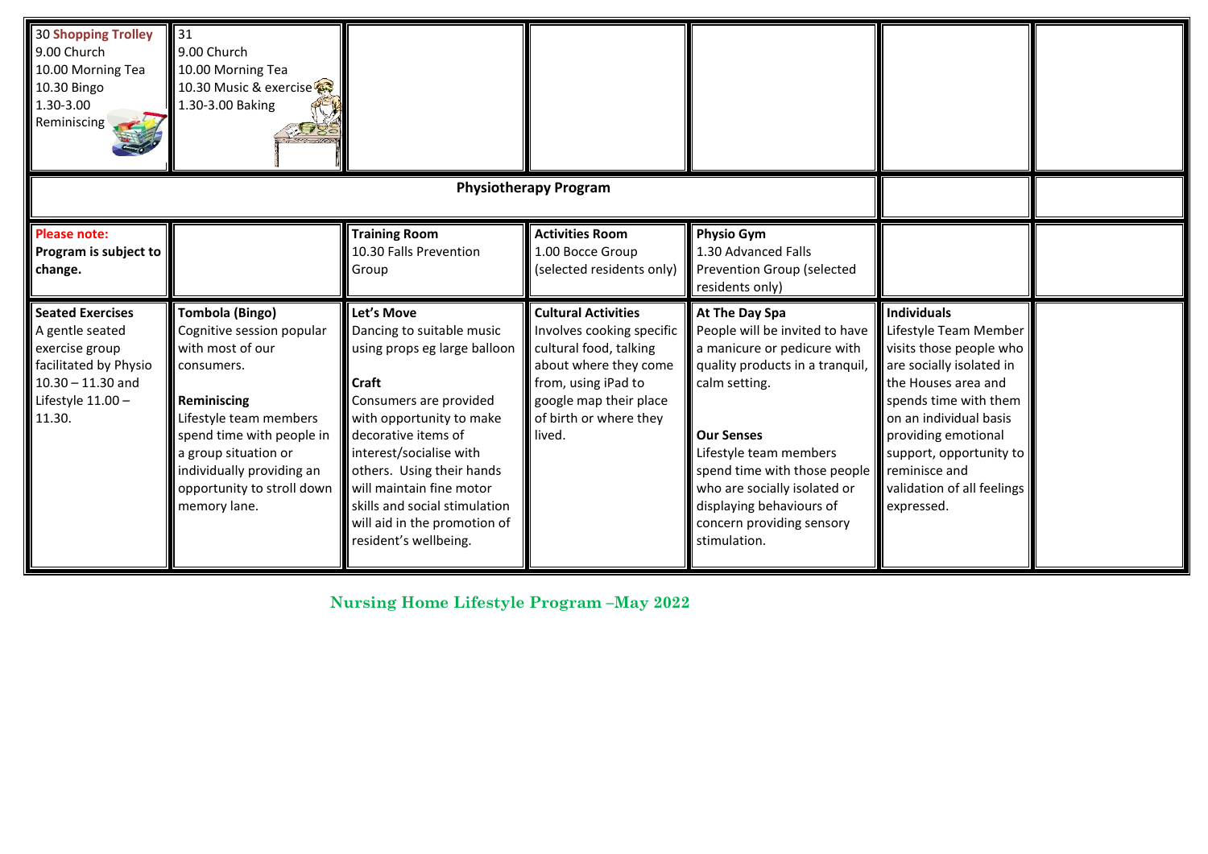| | | | | | | |
|---|---|---|---|---|---|---|
| 30 **Shopping Trolley**<br>9.00 Church<br>10.00 Morning Tea<br>10.30 Bingo<br>1.30-3.00 Reminiscing | 31<br>9.00 Church<br>10.00 Morning Tea<br>10.30 Music & exercise<br>1.30-3.00 Baking | | | | | |
| **Physiotherapy Program** | | | | | | |
| **Please note:**<br>**Program is subject to change.** | | **Training Room**<br>10.30 Falls Prevention Group | **Activities Room**<br>1.00 Bocce Group (selected residents only) | **Physio Gym**<br>1.30 Advanced Falls Prevention Group (selected residents only) | | |
| **Seated Exercises**<br>A gentle seated exercise group facilitated by Physio 10.30 – 11.30 and Lifestyle 11.00 – 11.30. | **Tombola (Bingo)**<br>Cognitive session popular with most of our consumers.<br><br>**Reminiscing**<br>Lifestyle team members spend time with people in a group situation or individually providing an opportunity to stroll down memory lane. | **Let's Move**<br>Dancing to suitable music using props eg large balloon<br><br>**Craft**<br>Consumers are provided with opportunity to make decorative items of interest/socialise with others. Using their hands will maintain fine motor skills and social stimulation will aid in the promotion of resident's wellbeing. | **Cultural Activities**<br>Involves cooking specific cultural food, talking about where they come from, using iPad to google map their place of birth or where they lived. | **At The Day Spa**<br>People will be invited to have a manicure or pedicure with quality products in a tranquil, calm setting.<br><br>**Our Senses**<br>Lifestyle team members spend time with those people who are socially isolated or displaying behaviours of concern providing sensory stimulation. | **Individuals**<br>Lifestyle Team Member visits those people who are socially isolated in the Houses area and spends time with them on an individual basis providing emotional support, opportunity to reminisce and validation of all feelings expressed. | |

**Nursing Home Lifestyle Program –May 2022**